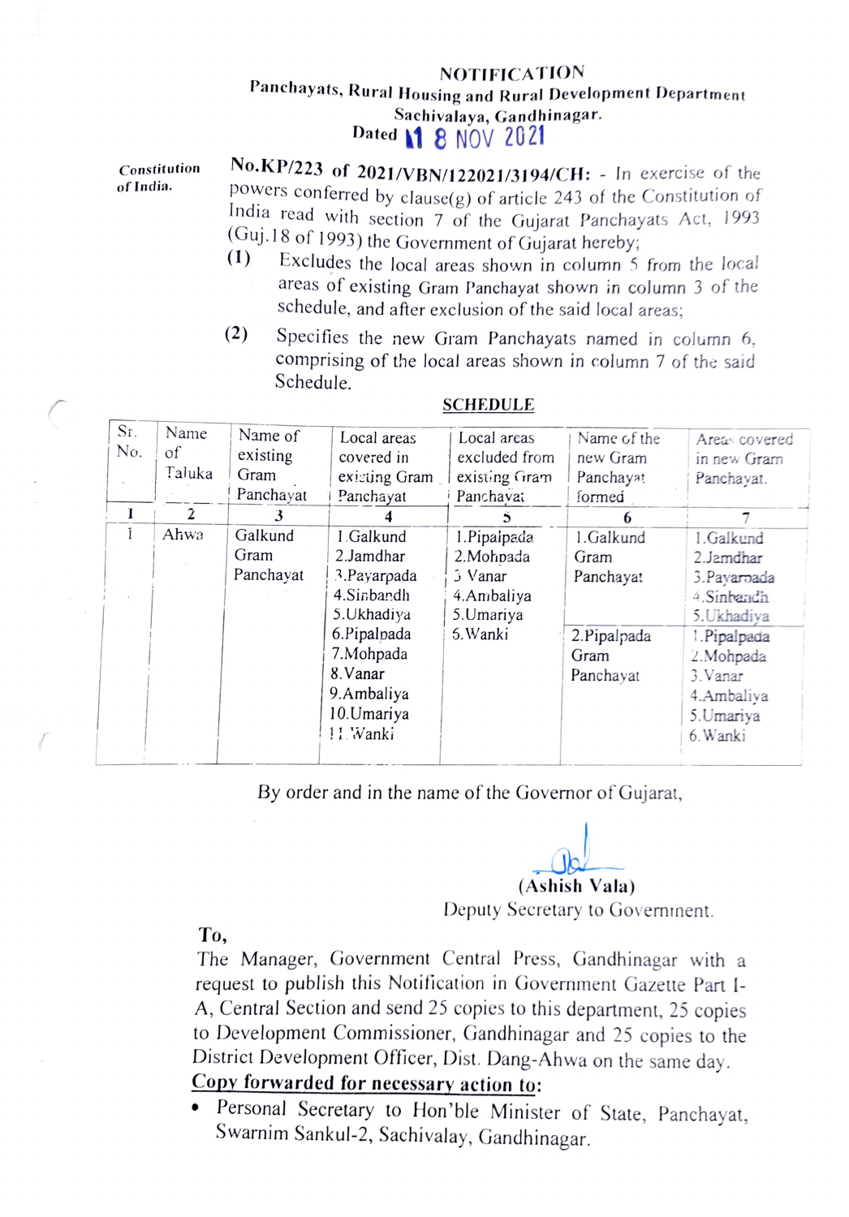# NOTIFICATION

**Panchayats, Rural Housing and Rural Development Department**
**Sachivalaya, Gandhinagar.**
**Dated 18 NOV 2021**

Constitution of India.

**No.KP/223 of 2021/VBN/122021/3194/CH:** - In exercise of the powers conferred by clause(g) of article 243 of the Constitution of India read with section 7 of the Gujarat Panchayats Act, 1993 (Guj.18 of 1993) the Government of Gujarat hereby;

**(1)** Excludes the local areas shown in column 5 from the local areas of existing Gram Panchayat shown in column 3 of the schedule, and after exclusion of the said local areas;

**(2)** Specifies the new Gram Panchayats named in column 6, comprising of the local areas shown in column 7 of the said Schedule.

**SCHEDULE**

| Sr. No. | Name of Taluka | Name of existing Gram Panchayat | Local areas covered in existing Gram Panchayat | Local areas excluded from existing Gram Panchayat | Name of the new Gram Panchayat formed | Areas covered in new Gram Panchayat. |
|---|---|---|---|---|---|---|
| 1 | 2 | 3 | 4 | 5 | 6 | 7 |
| 1 | Ahwa | Galkund Gram Panchayat | 1.Galkund<br>2.Jamdhar<br>3.Payarpada<br>4.Sinbandh<br>5.Ukhadiya<br>6.Pipalpada<br>7.Mohpada<br>8.Vanar<br>9.Ambaliya<br>10.Umariya<br>11.Wanki | 1.Pipalpada<br>2.Mohpada<br>3.Vanar<br>4.Ambaliya<br>5.Umariya<br>6.Wanki | 1.Galkund Gram Panchayat | 1.Galkund<br>2.Jamdhar<br>3.Payarpada<br>4.Sinbandh<br>5.Ukhadiya |
| | | | | | 2.Pipalpada Gram Panchayat | 1.Pipalpada<br>2.Mohpada<br>3.Vanar<br>4.Ambaliya<br>5.Umariya<br>6.Wanki |

By order and in the name of the Governor of Gujarat,

**(Ashish Vala)**
Deputy Secretary to Government.

**To,**

The Manager, Government Central Press, Gandhinagar with a request to publish this Notification in Government Gazette Part I-A, Central Section and send 25 copies to this department, 25 copies to Development Commissioner, Gandhinagar and 25 copies to the District Development Officer, Dist. Dang-Ahwa on the same day.

**Copy forwarded for necessary action to:**

- Personal Secretary to Hon'ble Minister of State, Panchayat, Swarnim Sankul-2, Sachivalay, Gandhinagar.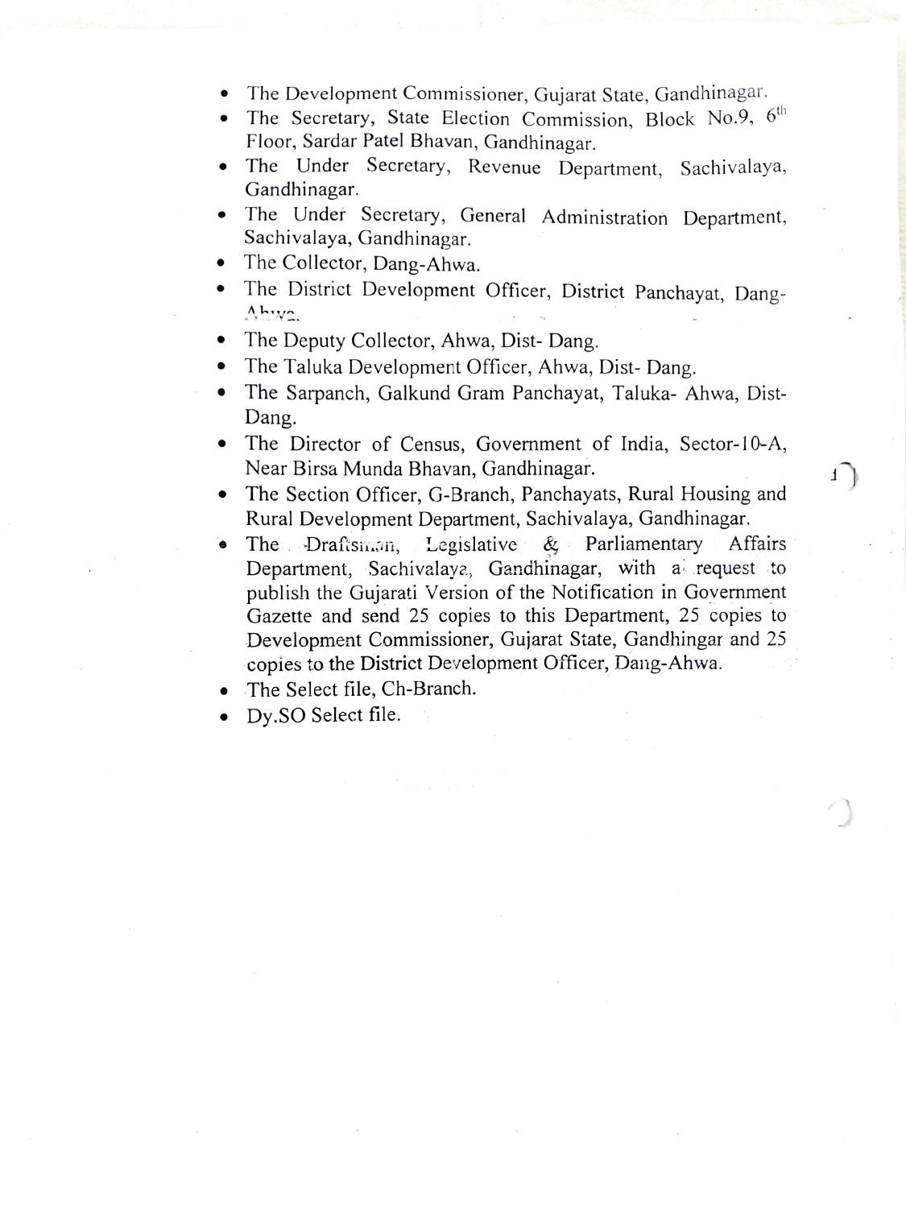- The Development Commissioner, Gujarat State, Gandhinagar.
- The Secretary, State Election Commission, Block No.9, 6th Floor, Sardar Patel Bhavan, Gandhinagar.
- The Under Secretary, Revenue Department, Sachivalaya, Gandhinagar.
- The Under Secretary, General Administration Department, Sachivalaya, Gandhinagar.
- The Collector, Dang-Ahwa.
- The District Development Officer, District Panchayat, Dang-Ahwa.
- The Deputy Collector, Ahwa, Dist- Dang.
- The Taluka Development Officer, Ahwa, Dist- Dang.
- The Sarpanch, Galkund Gram Panchayat, Taluka- Ahwa, Dist-Dang.
- The Director of Census, Government of India, Sector-10-A, Near Birsa Munda Bhavan, Gandhinagar.
- The Section Officer, G-Branch, Panchayats, Rural Housing and Rural Development Department, Sachivalaya, Gandhinagar.
- The Draftsman, Legislative & Parliamentary Affairs Department, Sachivalaya, Gandhinagar, with a request to publish the Gujarati Version of the Notification in Government Gazette and send 25 copies to this Department, 25 copies to Development Commissioner, Gujarat State, Gandhingar and 25 copies to the District Development Officer, Dang-Ahwa.
- The Select file, Ch-Branch.
- Dy.SO Select file.